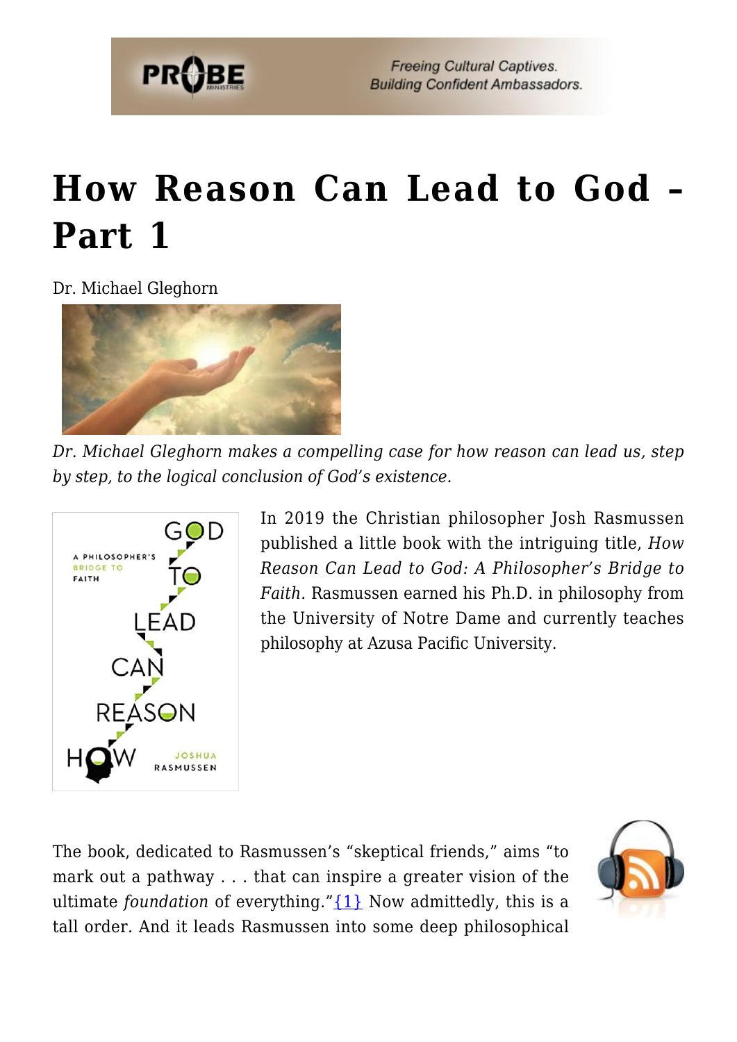# How Reason Can Lead to God – Part 1

Dr. Michael Gleghorn

*Dr. Michael Gleghorn makes a compelling case for how reason can lead us, step by step, to the logical conclusion of God's existence.*

In 2019 the Christian philosopher Josh Rasmussen published a little book with the intriguing title, *How Reason Can Lead to God: A Philosopher's Bridge to Faith*. Rasmussen earned his Ph.D. in philosophy from the University of Notre Dame and currently teaches philosophy at Azusa Pacific University.

The book, dedicated to Rasmussen's "skeptical friends," aims "to mark out a pathway . . . that can inspire a greater vision of the ultimate *foundation* of everything."{1} Now admittedly, this is a tall order. And it leads Rasmussen into some deep philosophical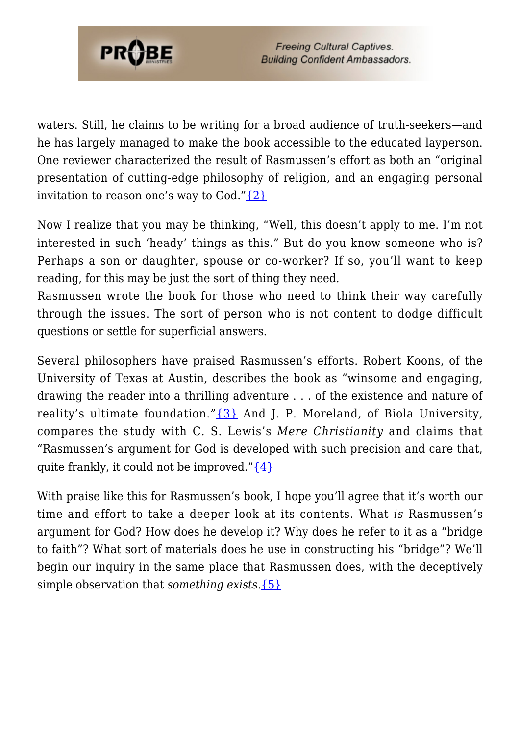waters. Still, he claims to be writing for a broad audience of truth-seekers—and he has largely managed to make the book accessible to the educated layperson. One reviewer characterized the result of Rasmussen's effort as both an "original presentation of cutting-edge philosophy of religion, and an engaging personal invitation to reason one's way to God."{2}

Now I realize that you may be thinking, "Well, this doesn't apply to me. I'm not interested in such 'heady' things as this." But do you know someone who is? Perhaps a son or daughter, spouse or co-worker? If so, you'll want to keep reading, for this may be just the sort of thing they need.
Rasmussen wrote the book for those who need to think their way carefully through the issues. The sort of person who is not content to dodge difficult questions or settle for superficial answers.

Several philosophers have praised Rasmussen's efforts. Robert Koons, of the University of Texas at Austin, describes the book as "winsome and engaging, drawing the reader into a thrilling adventure . . . of the existence and nature of reality's ultimate foundation."{3} And J. P. Moreland, of Biola University, compares the study with C. S. Lewis's *Mere Christianity* and claims that "Rasmussen's argument for God is developed with such precision and care that, quite frankly, it could not be improved."{4}

With praise like this for Rasmussen's book, I hope you'll agree that it's worth our time and effort to take a deeper look at its contents. What *is* Rasmussen's argument for God? How does he develop it? Why does he refer to it as a "bridge to faith"? What sort of materials does he use in constructing his "bridge"? We'll begin our inquiry in the same place that Rasmussen does, with the deceptively simple observation that *something exists*.{5}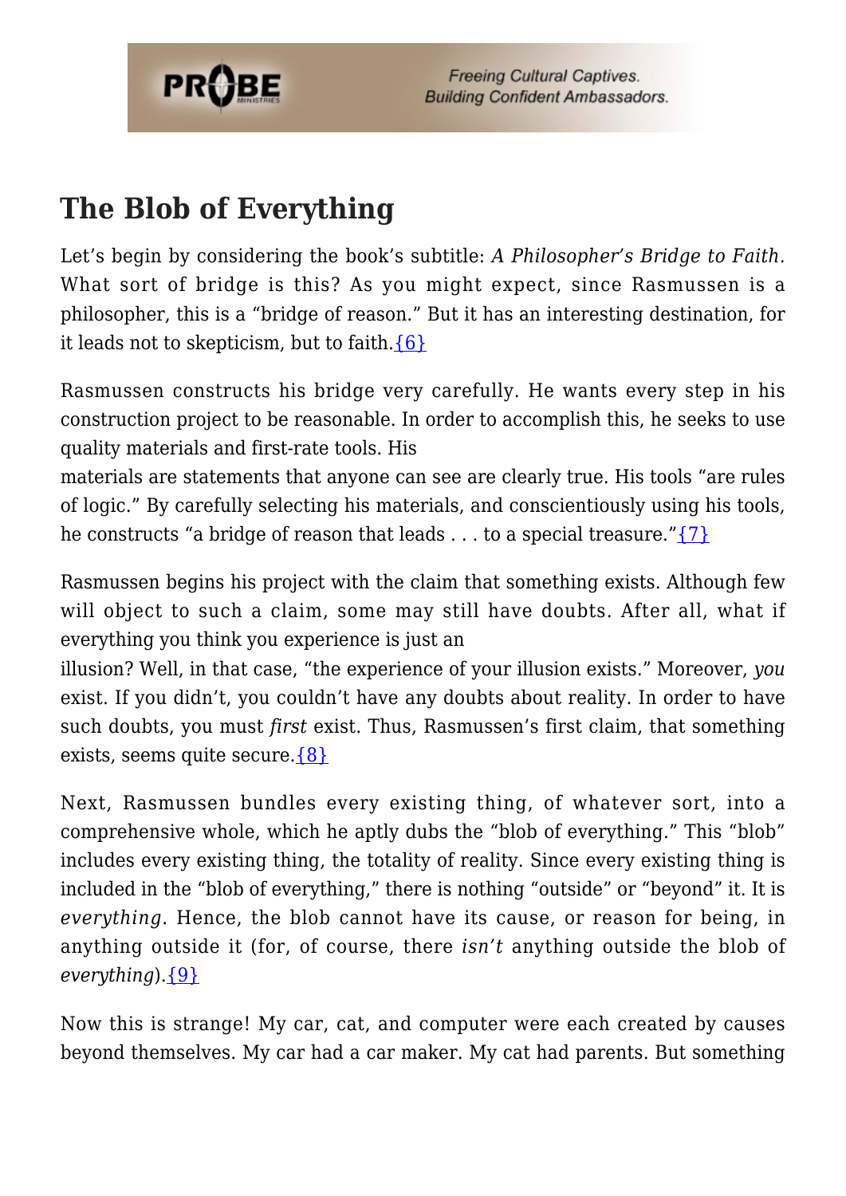## The Blob of Everything

Let's begin by considering the book's subtitle: *A Philosopher's Bridge to Faith.* What sort of bridge is this? As you might expect, since Rasmussen is a philosopher, this is a "bridge of reason." But it has an interesting destination, for it leads not to skepticism, but to faith.{6}

Rasmussen constructs his bridge very carefully. He wants every step in his construction project to be reasonable. In order to accomplish this, he seeks to use quality materials and first-rate tools. His materials are statements that anyone can see are clearly true. His tools "are rules of logic." By carefully selecting his materials, and conscientiously using his tools, he constructs "a bridge of reason that leads . . . to a special treasure."{7}

Rasmussen begins his project with the claim that something exists. Although few will object to such a claim, some may still have doubts. After all, what if everything you think you experience is just an illusion? Well, in that case, "the experience of your illusion exists." Moreover, *you* exist. If you didn't, you couldn't have any doubts about reality. In order to have such doubts, you must *first* exist. Thus, Rasmussen's first claim, that something exists, seems quite secure.{8}

Next, Rasmussen bundles every existing thing, of whatever sort, into a comprehensive whole, which he aptly dubs the "blob of everything." This "blob" includes every existing thing, the totality of reality. Since every existing thing is included in the "blob of everything," there is nothing "outside" or "beyond" it. It is *everything*. Hence, the blob cannot have its cause, or reason for being, in anything outside it (for, of course, there *isn't* anything outside the blob of *everything*).{9}

Now this is strange! My car, cat, and computer were each created by causes beyond themselves. My car had a car maker. My cat had parents. But something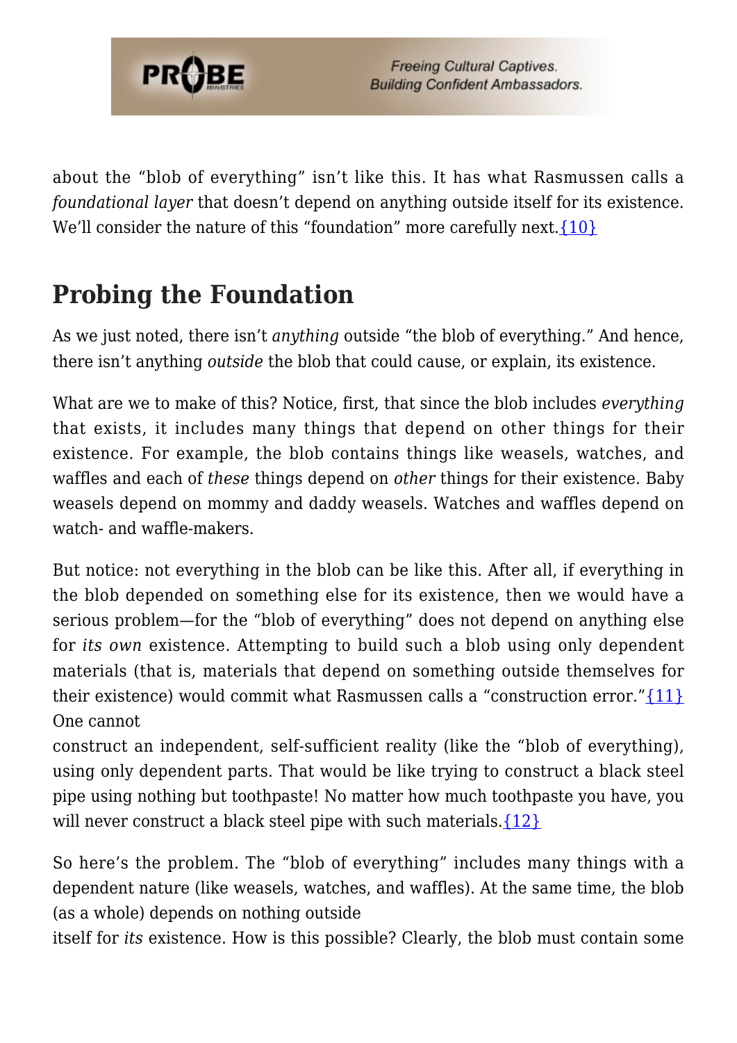about the "blob of everything" isn't like this. It has what Rasmussen calls a *foundational layer* that doesn't depend on anything outside itself for its existence. We'll consider the nature of this "foundation" more carefully next.{10}

## Probing the Foundation

As we just noted, there isn't *anything* outside "the blob of everything." And hence, there isn't anything *outside* the blob that could cause, or explain, its existence.

What are we to make of this? Notice, first, that since the blob includes *everything* that exists, it includes many things that depend on other things for their existence. For example, the blob contains things like weasels, watches, and waffles and each of *these* things depend on *other* things for their existence. Baby weasels depend on mommy and daddy weasels. Watches and waffles depend on watch- and waffle-makers.

But notice: not everything in the blob can be like this. After all, if everything in the blob depended on something else for its existence, then we would have a serious problem—for the "blob of everything" does not depend on anything else for *its own* existence. Attempting to build such a blob using only dependent materials (that is, materials that depend on something outside themselves for their existence) would commit what Rasmussen calls a "construction error."{11} One cannot construct an independent, self-sufficient reality (like the "blob of everything), using only dependent parts. That would be like trying to construct a black steel pipe using nothing but toothpaste! No matter how much toothpaste you have, you will never construct a black steel pipe with such materials.{12}

So here's the problem. The "blob of everything" includes many things with a dependent nature (like weasels, watches, and waffles). At the same time, the blob (as a whole) depends on nothing outside itself for *its* existence. How is this possible? Clearly, the blob must contain some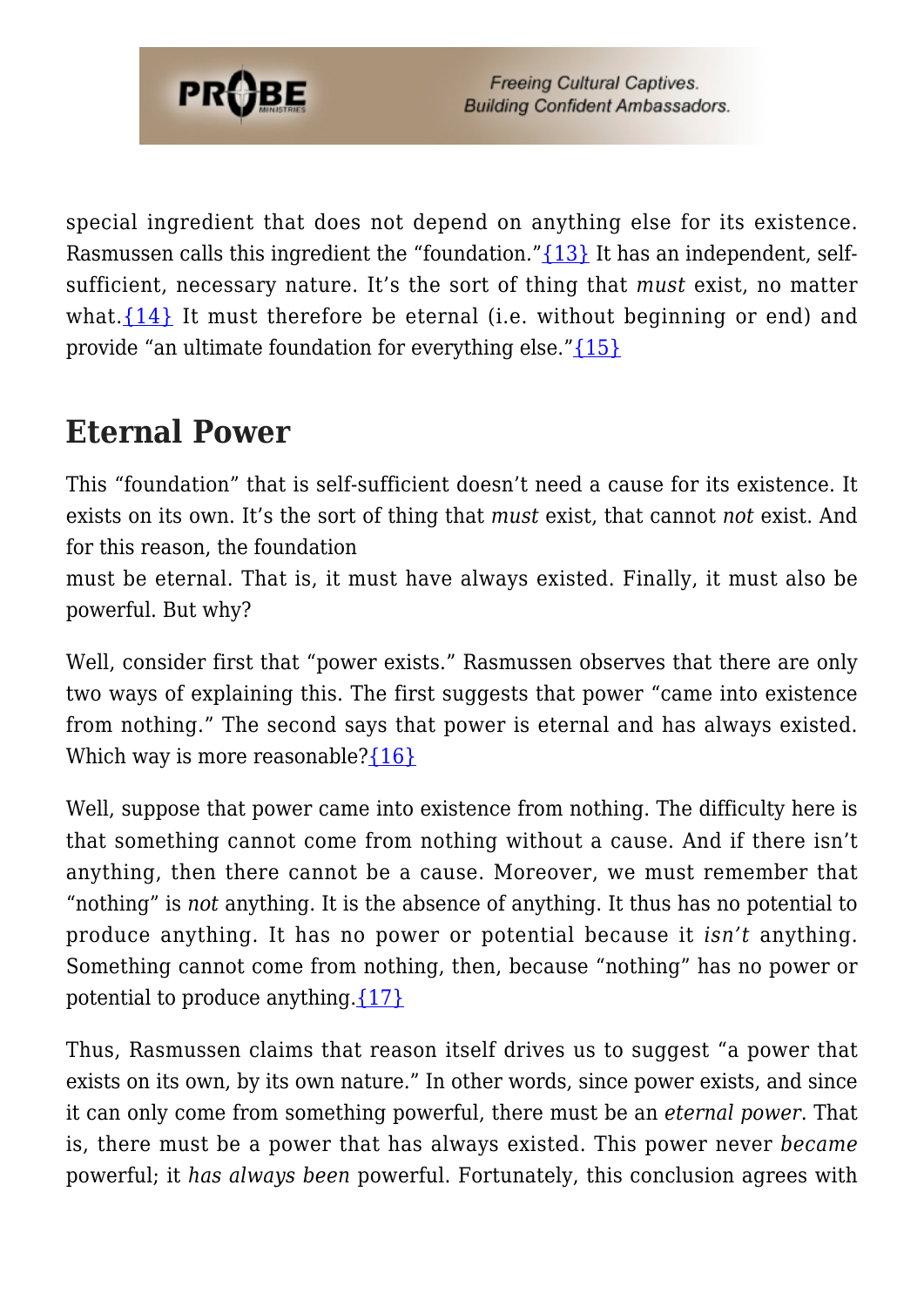special ingredient that does not depend on anything else for its existence. Rasmussen calls this ingredient the "foundation."{13} It has an independent, self-sufficient, necessary nature. It's the sort of thing that *must* exist, no matter what.{14} It must therefore be eternal (i.e. without beginning or end) and provide "an ultimate foundation for everything else."{15}

## Eternal Power

This "foundation" that is self-sufficient doesn't need a cause for its existence. It exists on its own. It's the sort of thing that *must* exist, that cannot *not* exist. And for this reason, the foundation must be eternal. That is, it must have always existed. Finally, it must also be powerful. But why?

Well, consider first that "power exists." Rasmussen observes that there are only two ways of explaining this. The first suggests that power "came into existence from nothing." The second says that power is eternal and has always existed. Which way is more reasonable?{16}

Well, suppose that power came into existence from nothing. The difficulty here is that something cannot come from nothing without a cause. And if there isn't anything, then there cannot be a cause. Moreover, we must remember that "nothing" is *not* anything. It is the absence of anything. It thus has no potential to produce anything. It has no power or potential because it *isn't* anything. Something cannot come from nothing, then, because "nothing" has no power or potential to produce anything.{17}

Thus, Rasmussen claims that reason itself drives us to suggest "a power that exists on its own, by its own nature." In other words, since power exists, and since it can only come from something powerful, there must be an *eternal power*. That is, there must be a power that has always existed. This power never *became* powerful; it *has always been* powerful. Fortunately, this conclusion agrees with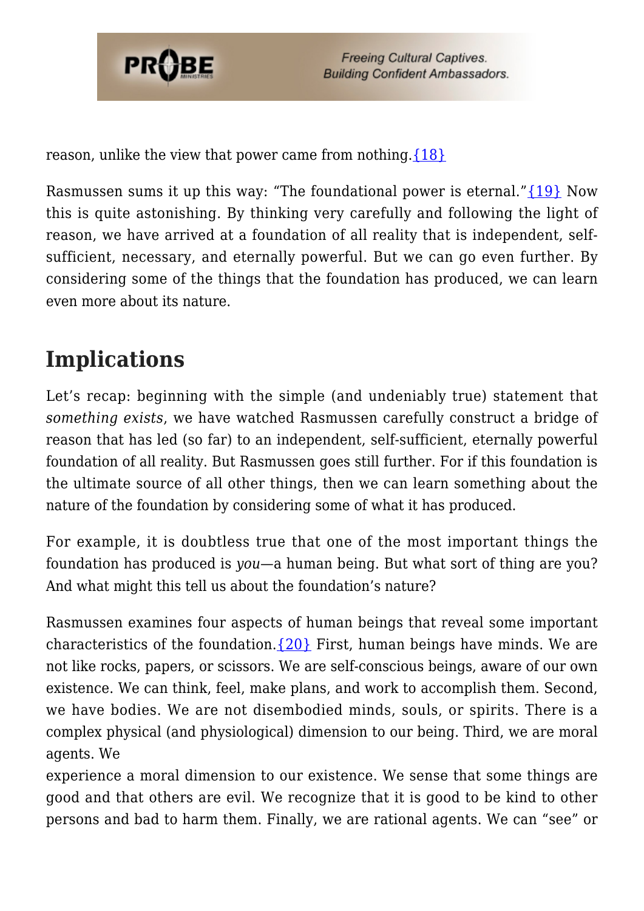reason, unlike the view that power came from nothing.{18}

Rasmussen sums it up this way: "The foundational power is eternal."{19} Now this is quite astonishing. By thinking very carefully and following the light of reason, we have arrived at a foundation of all reality that is independent, self-sufficient, necessary, and eternally powerful. But we can go even further. By considering some of the things that the foundation has produced, we can learn even more about its nature.

## Implications

Let's recap: beginning with the simple (and undeniably true) statement that *something exists*, we have watched Rasmussen carefully construct a bridge of reason that has led (so far) to an independent, self-sufficient, eternally powerful foundation of all reality. But Rasmussen goes still further. For if this foundation is the ultimate source of all other things, then we can learn something about the nature of the foundation by considering some of what it has produced.

For example, it is doubtless true that one of the most important things the foundation has produced is *you*—a human being. But what sort of thing are you? And what might this tell us about the foundation's nature?

Rasmussen examines four aspects of human beings that reveal some important characteristics of the foundation.{20} First, human beings have minds. We are not like rocks, papers, or scissors. We are self-conscious beings, aware of our own existence. We can think, feel, make plans, and work to accomplish them. Second, we have bodies. We are not disembodied minds, souls, or spirits. There is a complex physical (and physiological) dimension to our being. Third, we are moral agents. We experience a moral dimension to our existence. We sense that some things are good and that others are evil. We recognize that it is good to be kind to other persons and bad to harm them. Finally, we are rational agents. We can "see" or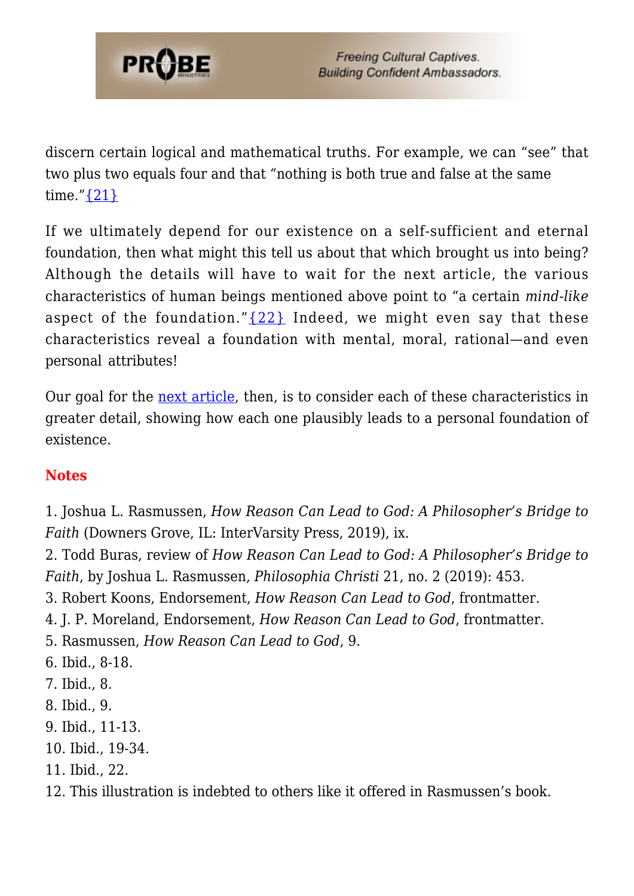discern certain logical and mathematical truths. For example, we can "see" that two plus two equals four and that "nothing is both true and false at the same time."{21}

If we ultimately depend for our existence on a self-sufficient and eternal foundation, then what might this tell us about that which brought us into being? Although the details will have to wait for the next article, the various characteristics of human beings mentioned above point to "a certain *mind-like* aspect of the foundation."{22} Indeed, we might even say that these characteristics reveal a foundation with mental, moral, rational—and even personal attributes!

Our goal for the next article, then, is to consider each of these characteristics in greater detail, showing how each one plausibly leads to a personal foundation of existence.

## Notes

1. Joshua L. Rasmussen, *How Reason Can Lead to God: A Philosopher's Bridge to Faith* (Downers Grove, IL: InterVarsity Press, 2019), ix.
2. Todd Buras, review of *How Reason Can Lead to God: A Philosopher's Bridge to Faith*, by Joshua L. Rasmussen, *Philosophia Christi* 21, no. 2 (2019): 453.
3. Robert Koons, Endorsement, *How Reason Can Lead to God*, frontmatter.
4. J. P. Moreland, Endorsement, *How Reason Can Lead to God*, frontmatter.
5. Rasmussen, *How Reason Can Lead to God*, 9.
6. Ibid., 8-18.
7. Ibid., 8.
8. Ibid., 9.
9. Ibid., 11-13.
10. Ibid., 19-34.
11. Ibid., 22.
12. This illustration is indebted to others like it offered in Rasmussen's book.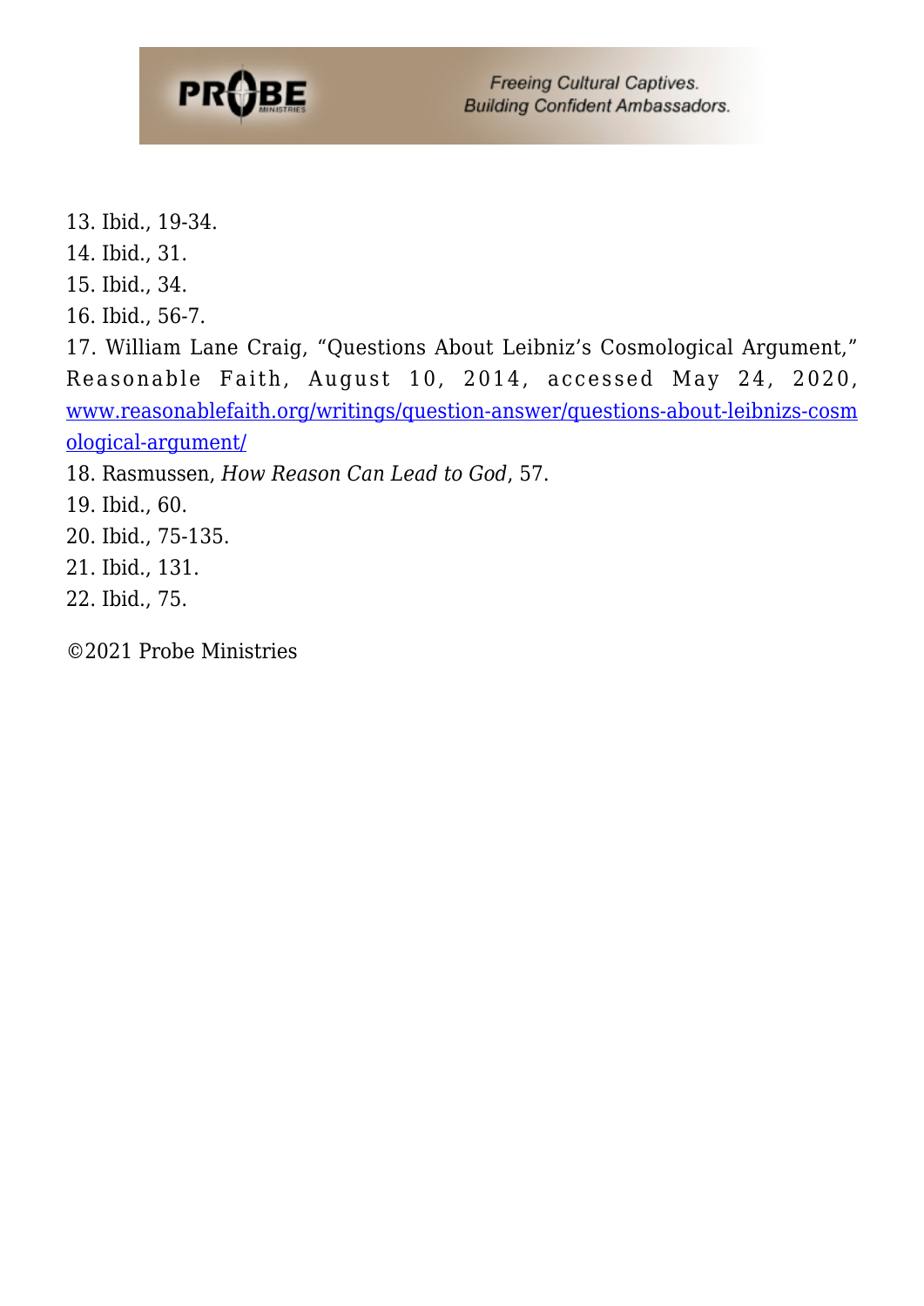13. Ibid., 19-34.
14. Ibid., 31.
15. Ibid., 34.
16. Ibid., 56-7.
17. William Lane Craig, "Questions About Leibniz's Cosmological Argument," Reasonable Faith, August 10, 2014, accessed May 24, 2020, [www.reasonablefaith.org/writings/question-answer/questions-about-leibnizs-cosmological-argument/](www.reasonablefaith.org/writings/question-answer/questions-about-leibnizs-cosmological-argument/)
18. Rasmussen, *How Reason Can Lead to God*, 57.
19. Ibid., 60.
20. Ibid., 75-135.
21. Ibid., 131.
22. Ibid., 75.

©2021 Probe Ministries